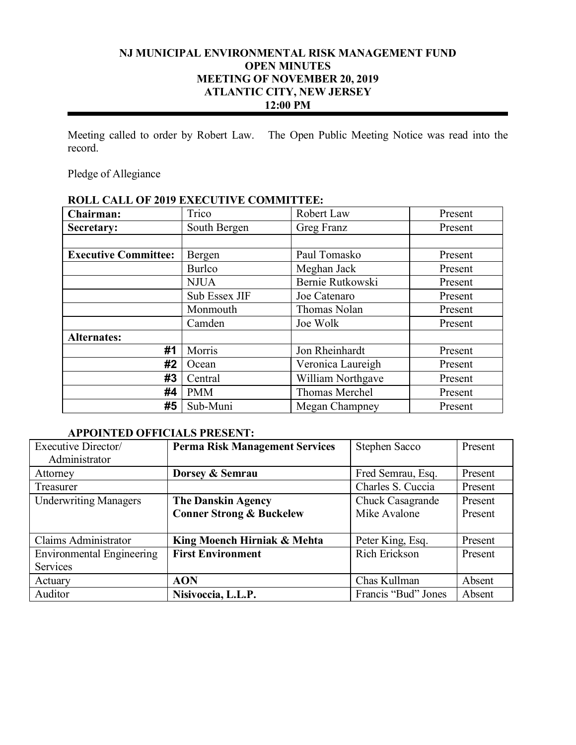# NJ MUNICIPAL ENVIRONMENTAL RISK MANAGEMENT FUND
## OPEN MINUTES
## MEETING OF NOVEMBER 20, 2019
## ATLANTIC CITY, NEW JERSEY
## 12:00 PM

Meeting called to order by Robert Law. The Open Public Meeting Notice was read into the record.

Pledge of Allegiance

**ROLL CALL OF 2019 EXECUTIVE COMMITTEE:**

| | | | |
|---|---|---|---|
| **Chairman:** | Trico | Robert Law | Present |
| **Secretary:** | South Bergen | Greg Franz | Present |
| | | | |
| **Executive Committee:** | Bergen | Paul Tomasko | Present |
| | Burlco | Meghan Jack | Present |
| | NJUA | Bernie Rutkowski | Present |
| | Sub Essex JIF | Joe Catenaro | Present |
| | Monmouth | Thomas Nolan | Present |
| | Camden | Joe Wolk | Present |
| **Alternates:** | | | |
| **#1** | Morris | Jon Rheinhardt | Present |
| **#2** | Ocean | Veronica Laureigh | Present |
| **#3** | Central | William Northgave | Present |
| **#4** | PMM | Thomas Merchel | Present |
| **#5** | Sub-Muni | Megan Champney | Present |

**APPOINTED OFFICIALS PRESENT:**

| | | | |
|---|---|---|---|
| Executive Director/ Administrator | **Perma Risk Management Services** | Stephen Sacco | Present |
| Attorney | **Dorsey & Semrau** | Fred Semrau, Esq. | Present |
| Treasurer | | Charles S. Cuccia | Present |
| Underwriting Managers | **The Danskin Agency**<br>**Conner Strong & Buckelew** | Chuck Casagrande<br>Mike Avalone | Present<br>Present |
| Claims Administrator | **King Moench Hirniak & Mehta** | Peter King, Esq. | Present |
| Environmental Engineering Services | **First Environment** | Rich Erickson | Present |
| Actuary | **AON** | Chas Kullman | Absent |
| Auditor | **Nisivoccia, L.L.P.** | Francis "Bud" Jones | Absent |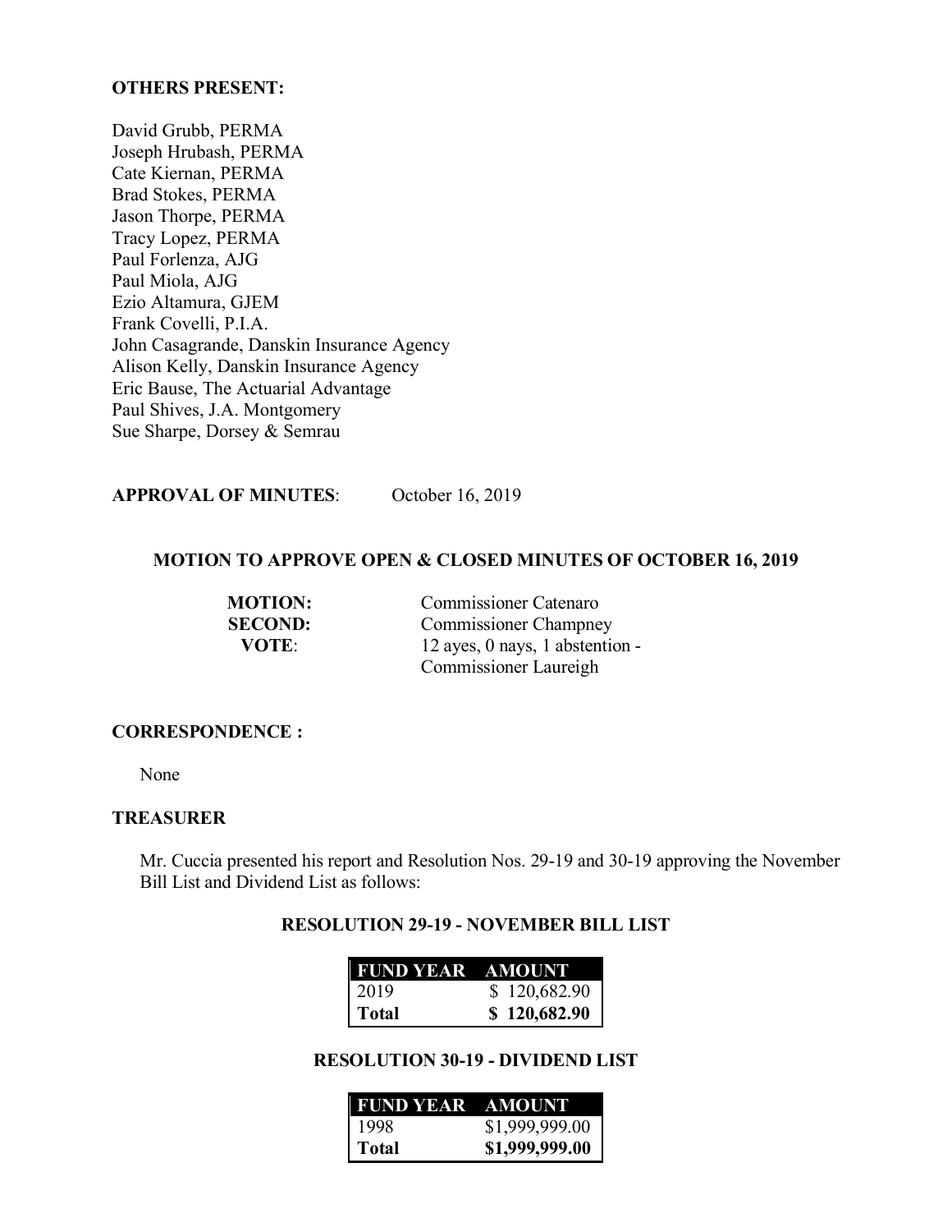**OTHERS PRESENT:**

David Grubb, PERMA
Joseph Hrubash, PERMA
Cate Kiernan, PERMA
Brad Stokes, PERMA
Jason Thorpe, PERMA
Tracy Lopez, PERMA
Paul Forlenza, AJG
Paul Miola, AJG
Ezio Altamura, GJEM
Frank Covelli, P.I.A.
John Casagrande, Danskin Insurance Agency
Alison Kelly, Danskin Insurance Agency
Eric Bause, The Actuarial Advantage
Paul Shives, J.A. Montgomery
Sue Sharpe, Dorsey & Semrau

**APPROVAL OF MINUTES**: October 16, 2019

**MOTION TO APPROVE OPEN & CLOSED MINUTES OF OCTOBER 16, 2019**

**MOTION:** Commissioner Catenaro
**SECOND:** Commissioner Champney
**VOTE**: 12 ayes, 0 nays, 1 abstention - Commissioner Laureigh

**CORRESPONDENCE :**

None

**TREASURER**

Mr. Cuccia presented his report and Resolution Nos. 29-19 and 30-19 approving the November Bill List and Dividend List as follows:

**RESOLUTION 29-19 - NOVEMBER BILL LIST**

| FUND YEAR | AMOUNT |
|---|---|
| 2019 | $ 120,682.90 |
| **Total** | **$ 120,682.90** |

**RESOLUTION 30-19 - DIVIDEND LIST**

| FUND YEAR | AMOUNT |
|---|---|
| 1998 | $1,999,999.00 |
| **Total** | **$1,999,999.00** |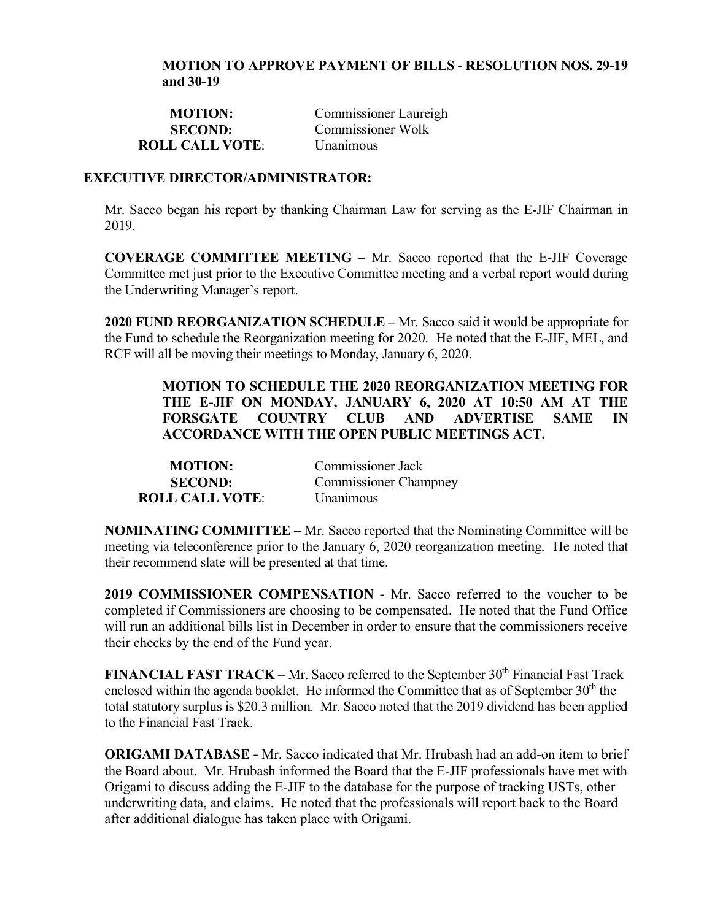**MOTION TO APPROVE PAYMENT OF BILLS - RESOLUTION NOS. 29-19 and 30-19**

| | |
|---|---|
| **MOTION:** | Commissioner Laureigh |
| **SECOND:** | Commissioner Wolk |
| **ROLL CALL VOTE**: | Unanimous |

**EXECUTIVE DIRECTOR/ADMINISTRATOR:**

Mr. Sacco began his report by thanking Chairman Law for serving as the E-JIF Chairman in 2019.

**COVERAGE COMMITTEE MEETING –** Mr. Sacco reported that the E-JIF Coverage Committee met just prior to the Executive Committee meeting and a verbal report would during the Underwriting Manager's report.

**2020 FUND REORGANIZATION SCHEDULE –** Mr. Sacco said it would be appropriate for the Fund to schedule the Reorganization meeting for 2020. He noted that the E-JIF, MEL, and RCF will all be moving their meetings to Monday, January 6, 2020.

**MOTION TO SCHEDULE THE 2020 REORGANIZATION MEETING FOR THE E-JIF ON MONDAY, JANUARY 6, 2020 AT 10:50 AM AT THE FORSGATE COUNTRY CLUB AND ADVERTISE SAME IN ACCORDANCE WITH THE OPEN PUBLIC MEETINGS ACT.**

| | |
|---|---|
| **MOTION:** | Commissioner Jack |
| **SECOND:** | Commissioner Champney |
| **ROLL CALL VOTE**: | Unanimous |

**NOMINATING COMMITTEE –** Mr. Sacco reported that the Nominating Committee will be meeting via teleconference prior to the January 6, 2020 reorganization meeting. He noted that their recommend slate will be presented at that time.

**2019 COMMISSIONER COMPENSATION -** Mr. Sacco referred to the voucher to be completed if Commissioners are choosing to be compensated. He noted that the Fund Office will run an additional bills list in December in order to ensure that the commissioners receive their checks by the end of the Fund year.

**FINANCIAL FAST TRACK** – Mr. Sacco referred to the September 30th Financial Fast Track enclosed within the agenda booklet. He informed the Committee that as of September 30th the total statutory surplus is $20.3 million. Mr. Sacco noted that the 2019 dividend has been applied to the Financial Fast Track.

**ORIGAMI DATABASE -** Mr. Sacco indicated that Mr. Hrubash had an add-on item to brief the Board about. Mr. Hrubash informed the Board that the E-JIF professionals have met with Origami to discuss adding the E-JIF to the database for the purpose of tracking USTs, other underwriting data, and claims. He noted that the professionals will report back to the Board after additional dialogue has taken place with Origami.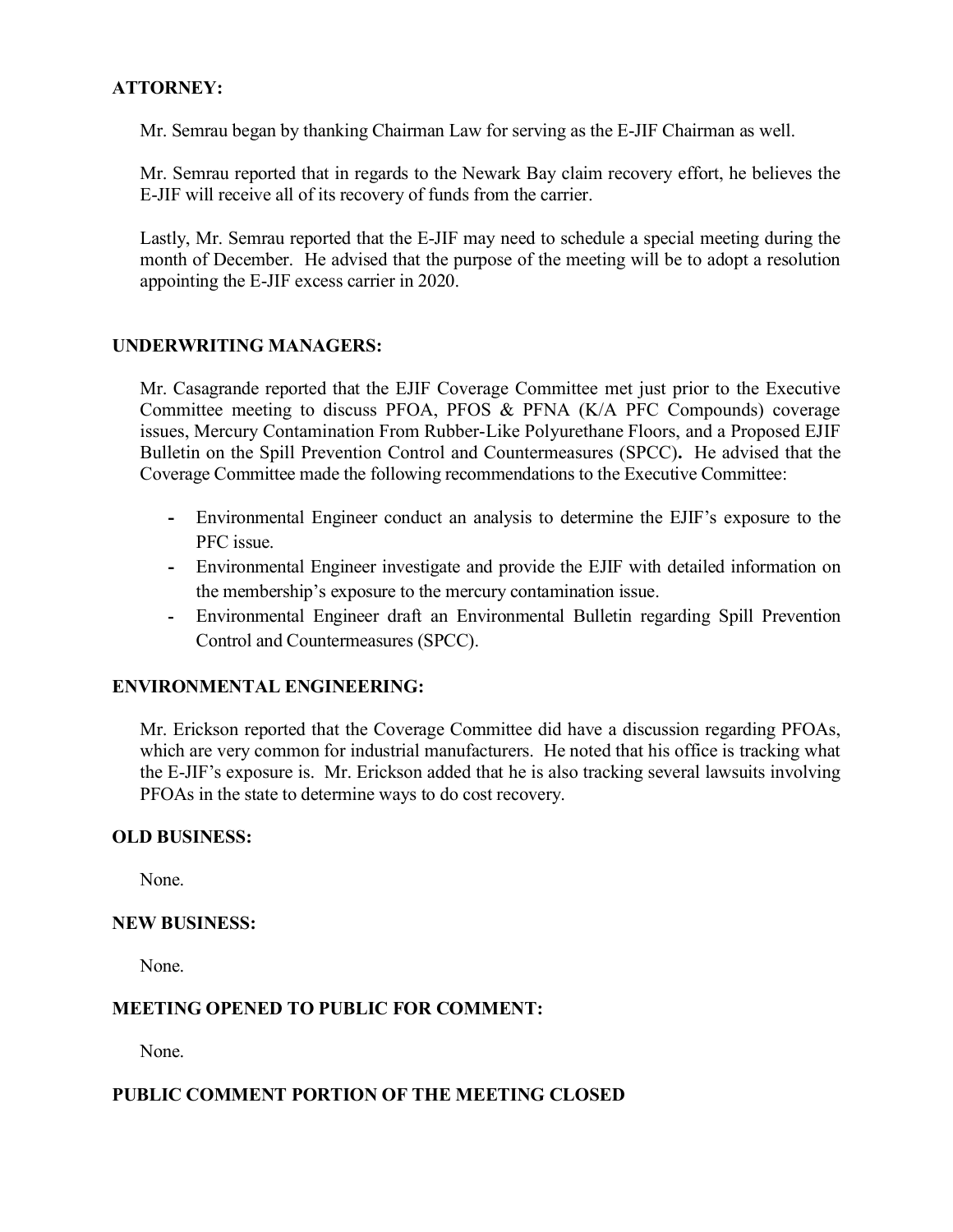**ATTORNEY:**

Mr. Semrau began by thanking Chairman Law for serving as the E-JIF Chairman as well.

Mr. Semrau reported that in regards to the Newark Bay claim recovery effort, he believes the E-JIF will receive all of its recovery of funds from the carrier.

Lastly, Mr. Semrau reported that the E-JIF may need to schedule a special meeting during the month of December. He advised that the purpose of the meeting will be to adopt a resolution appointing the E-JIF excess carrier in 2020.

**UNDERWRITING MANAGERS:**

Mr. Casagrande reported that the EJIF Coverage Committee met just prior to the Executive Committee meeting to discuss PFOA, PFOS & PFNA (K/A PFC Compounds) coverage issues, Mercury Contamination From Rubber-Like Polyurethane Floors, and a Proposed EJIF Bulletin on the Spill Prevention Control and Countermeasures (SPCC)**.** He advised that the Coverage Committee made the following recommendations to the Executive Committee:

- Environmental Engineer conduct an analysis to determine the EJIF's exposure to the PFC issue.
- Environmental Engineer investigate and provide the EJIF with detailed information on the membership's exposure to the mercury contamination issue.
- Environmental Engineer draft an Environmental Bulletin regarding Spill Prevention Control and Countermeasures (SPCC).

**ENVIRONMENTAL ENGINEERING:**

Mr. Erickson reported that the Coverage Committee did have a discussion regarding PFOAs, which are very common for industrial manufacturers. He noted that his office is tracking what the E-JIF's exposure is. Mr. Erickson added that he is also tracking several lawsuits involving PFOAs in the state to determine ways to do cost recovery.

**OLD BUSINESS:**

None.

**NEW BUSINESS:**

None.

**MEETING OPENED TO PUBLIC FOR COMMENT:**

None.

**PUBLIC COMMENT PORTION OF THE MEETING CLOSED**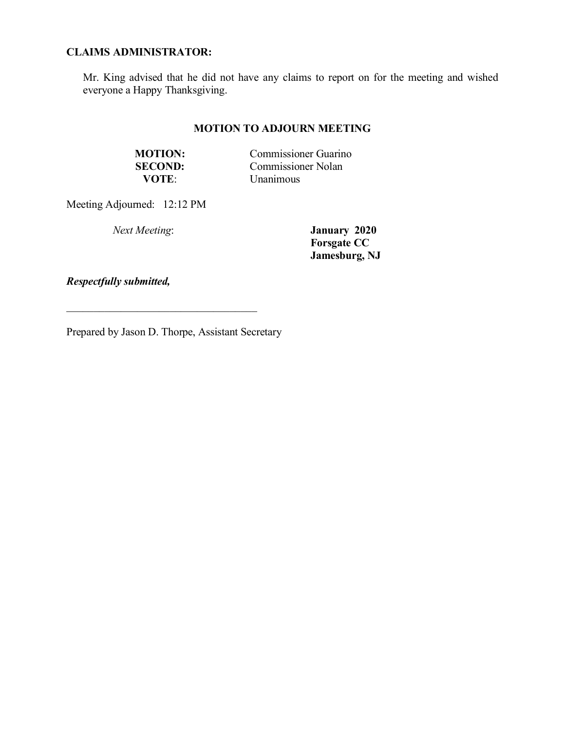**CLAIMS ADMINISTRATOR:**

Mr. King advised that he did not have any claims to report on for the meeting and wished everyone a Happy Thanksgiving.

**MOTION TO ADJOURN MEETING**

**MOTION:** Commissioner Guarino
**SECOND:** Commissioner Nolan
**VOTE**: Unanimous

Meeting Adjourned: 12:12 PM

*Next Meeting*: **January 2020**
**Forsgate CC**
**Jamesburg, NJ**

***Respectfully submitted,***

___________________________________

Prepared by Jason D. Thorpe, Assistant Secretary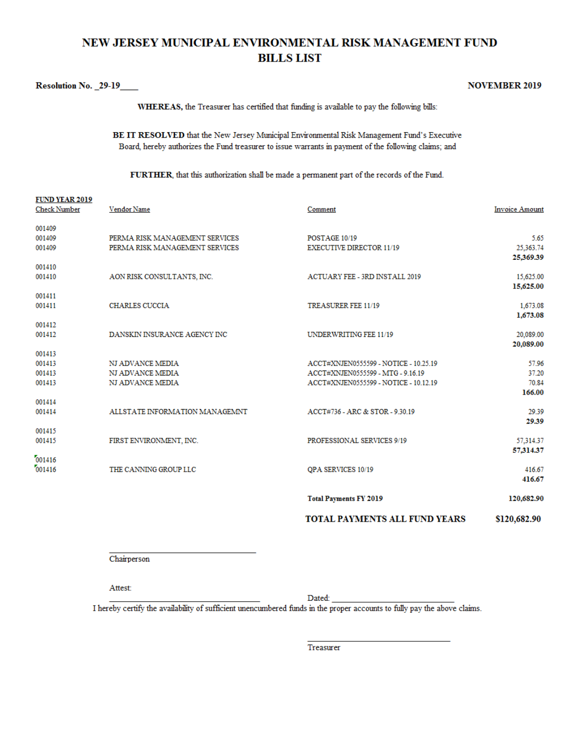# NEW JERSEY MUNICIPAL ENVIRONMENTAL RISK MANAGEMENT FUND
## BILLS LIST

**Resolution No. _29-19____** **NOVEMBER 2019**

**WHEREAS,** the Treasurer has certified that funding is available to pay the following bills:

**BE IT RESOLVED** that the New Jersey Municipal Environmental Risk Management Fund's Executive Board, hereby authorizes the Fund treasurer to issue warrants in payment of the following claims; and

**FURTHER**, that this authorization shall be made a permanent part of the records of the Fund.

**FUND YEAR 2019**

| Check Number | Vendor Name | Comment | Invoice Amount |
|---|---|---|---|
| 001409 | | | |
| 001409 | PERMA RISK MANAGEMENT SERVICES | POSTAGE 10/19 | 5.65 |
| 001409 | PERMA RISK MANAGEMENT SERVICES | EXECUTIVE DIRECTOR 11/19 | 25,363.74 |
| | | | **25,369.39** |
| 001410 | | | |
| 001410 | AON RISK CONSULTANTS, INC. | ACTUARY FEE - 3RD INSTALL 2019 | 15,625.00 |
| | | | **15,625.00** |
| 001411 | | | |
| 001411 | CHARLES CUCCIA | TREASURER FEE 11/19 | 1,673.08 |
| | | | **1,673.08** |
| 001412 | | | |
| 001412 | DANSKIN INSURANCE AGENCY INC | UNDERWRITING FEE 11/19 | 20,089.00 |
| | | | **20,089.00** |
| 001413 | | | |
| 001413 | NJ ADVANCE MEDIA | ACCT#XNJEN0555599 - NOTICE - 10.25.19 | 57.96 |
| 001413 | NJ ADVANCE MEDIA | ACCT#XNJEN0555599 - MTG - 9.16.19 | 37.20 |
| 001413 | NJ ADVANCE MEDIA | ACCT#XNJEN0555599 - NOTICE - 10.12.19 | 70.84 |
| | | | **166.00** |
| 001414 | | | |
| 001414 | ALLSTATE INFORMATION MANAGEMNT | ACCT#736 - ARC & STOR - 9.30.19 | 29.39 |
| | | | **29.39** |
| 001415 | | | |
| 001415 | FIRST ENVIRONMENT, INC. | PROFESSIONAL SERVICES 9/19 | 57,314.37 |
| | | | **57,314.37** |
| 001416 | | | |
| 001416 | THE CANNING GROUP LLC | QPA SERVICES 10/19 | 416.67 |
| | | | **416.67** |
| | | **Total Payments FY 2019** | **120,682.90** |
| | | **TOTAL PAYMENTS ALL FUND YEARS** | **$120,682.90** |

\_\_\_\_\_\_\_\_\_\_\_\_\_\_\_\_\_\_\_\_\_\_\_\_\_\_\_\_\_\_\_\_
Chairperson

Attest:
\_\_\_\_\_\_\_\_\_\_\_\_\_\_\_\_\_\_\_\_\_\_\_\_\_\_\_\_\_\_\_\_ Dated: \_\_\_\_\_\_\_\_\_\_\_\_\_\_\_\_\_\_\_\_\_\_\_\_\_\_\_\_

I hereby certify the availability of sufficient unencumbered funds in the proper accounts to fully pay the above claims.

\_\_\_\_\_\_\_\_\_\_\_\_\_\_\_\_\_\_\_\_\_\_\_\_\_\_\_\_\_\_\_\_
Treasurer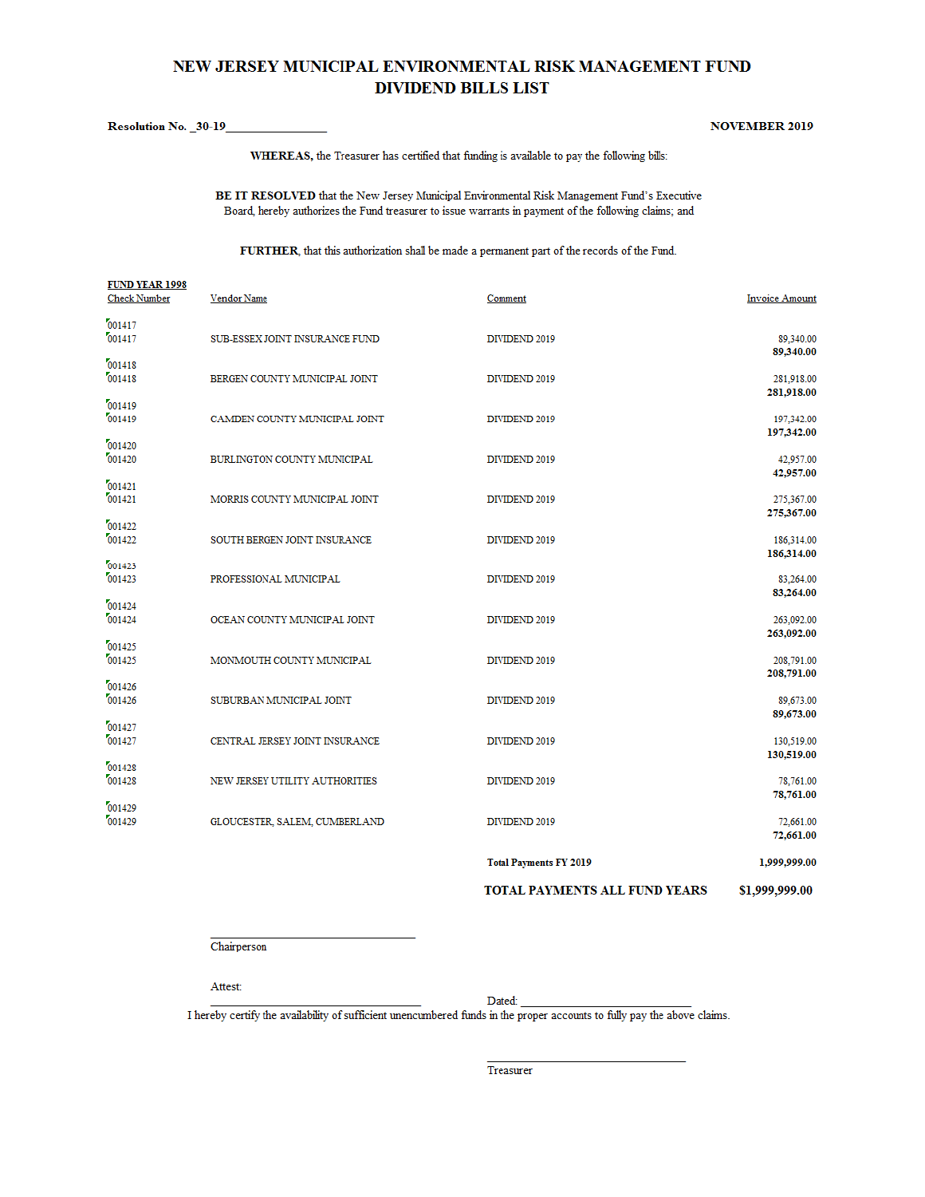# NEW JERSEY MUNICIPAL ENVIRONMENTAL RISK MANAGEMENT FUND
## DIVIDEND BILLS LIST

**Resolution No.** _30-19_______________ **NOVEMBER 2019**

**WHEREAS,** the Treasurer has certified that funding is available to pay the following bills:

**BE IT RESOLVED** that the New Jersey Municipal Environmental Risk Management Fund's Executive Board, hereby authorizes the Fund treasurer to issue warrants in payment of the following claims; and

**FURTHER**, that this authorization shall be made a permanent part of the records of the Fund.

**FUND YEAR 1998**

| Check Number | Vendor Name | Comment | Invoice Amount |
|---|---|---|---|
| 001417 | | | |
| 001417 | SUB-ESSEX JOINT INSURANCE FUND | DIVIDEND 2019 | 89,340.00 |
| | | | **89,340.00** |
| 001418 | | | |
| 001418 | BERGEN COUNTY MUNICIPAL JOINT | DIVIDEND 2019 | 281,918.00 |
| | | | **281,918.00** |
| 001419 | | | |
| 001419 | CAMDEN COUNTY MUNICIPAL JOINT | DIVIDEND 2019 | 197,342.00 |
| | | | **197,342.00** |
| 001420 | | | |
| 001420 | BURLINGTON COUNTY MUNICIPAL | DIVIDEND 2019 | 42,957.00 |
| | | | **42,957.00** |
| 001421 | | | |
| 001421 | MORRIS COUNTY MUNICIPAL JOINT | DIVIDEND 2019 | 275,367.00 |
| | | | **275,367.00** |
| 001422 | | | |
| 001422 | SOUTH BERGEN JOINT INSURANCE | DIVIDEND 2019 | 186,314.00 |
| | | | **186,314.00** |
| 001423 | | | |
| 001423 | PROFESSIONAL MUNICIPAL | DIVIDEND 2019 | 83,264.00 |
| | | | **83,264.00** |
| 001424 | | | |
| 001424 | OCEAN COUNTY MUNICIPAL JOINT | DIVIDEND 2019 | 263,092.00 |
| | | | **263,092.00** |
| 001425 | | | |
| 001425 | MONMOUTH COUNTY MUNICIPAL | DIVIDEND 2019 | 208,791.00 |
| | | | **208,791.00** |
| 001426 | | | |
| 001426 | SUBURBAN MUNICIPAL JOINT | DIVIDEND 2019 | 89,673.00 |
| | | | **89,673.00** |
| 001427 | | | |
| 001427 | CENTRAL JERSEY JOINT INSURANCE | DIVIDEND 2019 | 130,519.00 |
| | | | **130,519.00** |
| 001428 | | | |
| 001428 | NEW JERSEY UTILITY AUTHORITIES | DIVIDEND 2019 | 78,761.00 |
| | | | **78,761.00** |
| 001429 | | | |
| 001429 | GLOUCESTER, SALEM, CUMBERLAND | DIVIDEND 2019 | 72,661.00 |
| | | | **72,661.00** |
| | | **Total Payments FY 2019** | **1,999,999.00** |
| | | **TOTAL PAYMENTS ALL FUND YEARS** | **$1,999,999.00** |

_________________________________
Chairperson

Attest:

_________________________________ Dated: ____________________________

I hereby certify the availability of sufficient unencumbered funds in the proper accounts to fully pay the above claims.

_________________________________
Treasurer